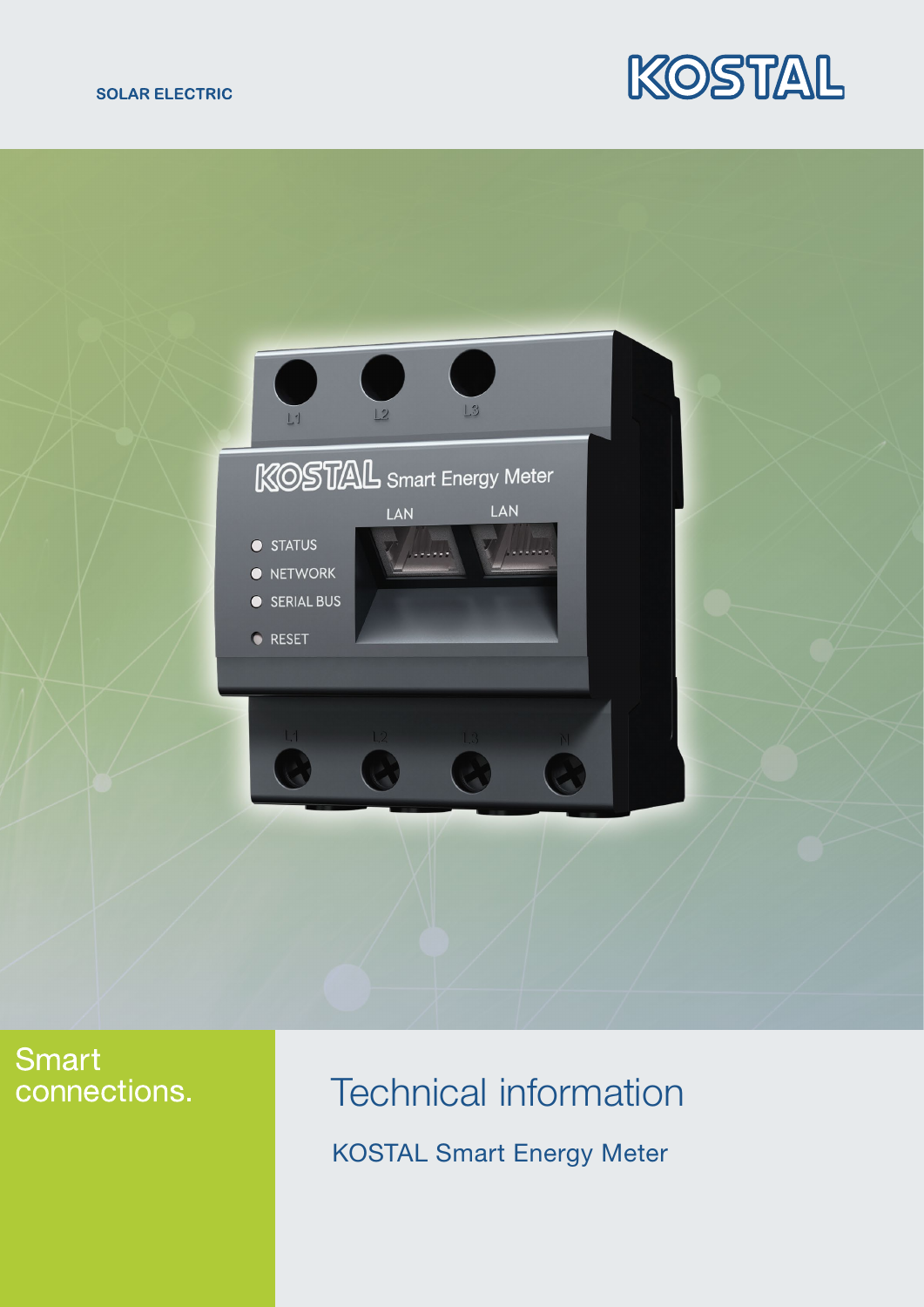SOLAR ELECTRIC

KOSTAL

Smart connections.

# Technical information

## KOSTAL Smart Energy Meter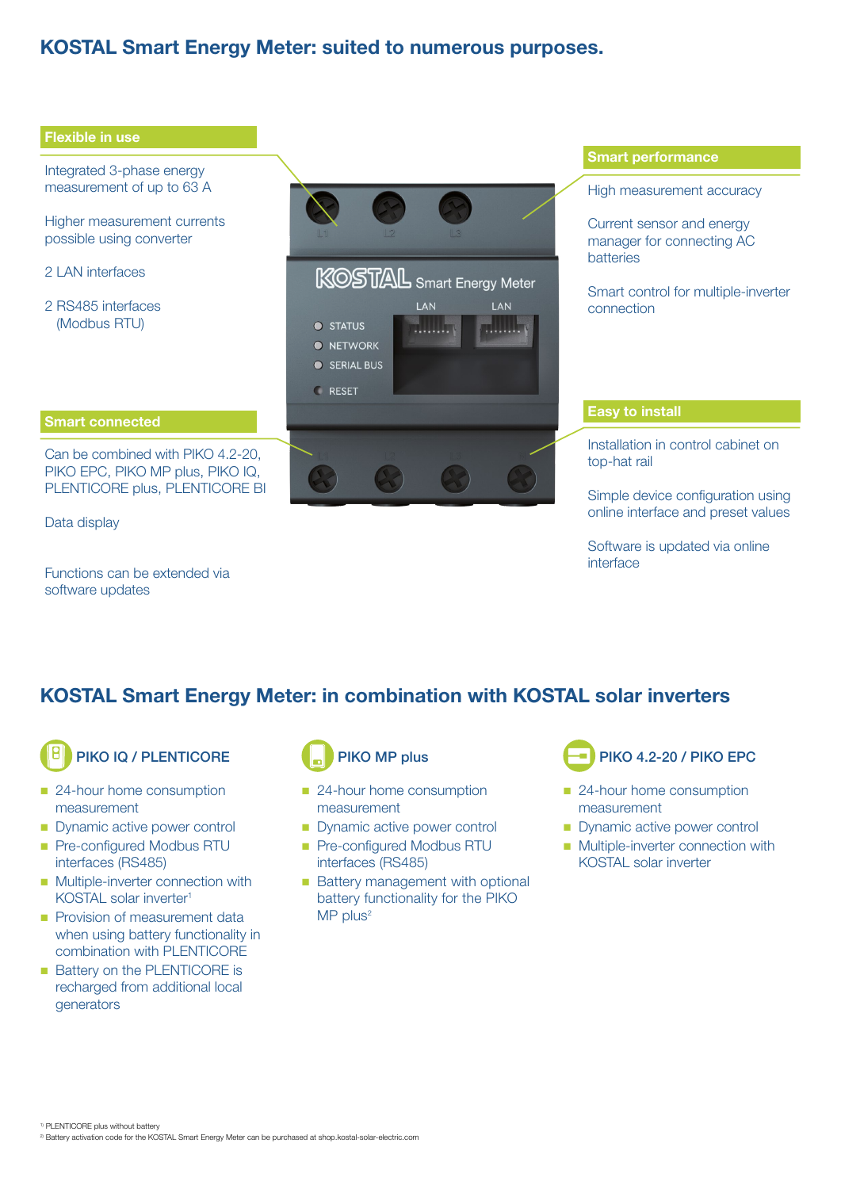## KOSTAL Smart Energy Meter: suited to numerous purposes.

### Flexible in use

Integrated 3-phase energy measurement of up to 63 A

Higher measurement currents possible using converter

2 LAN interfaces

2 RS485 interfaces (Modbus RTU)

### Smart connected

Can be combined with PIKO 4.2-20, PIKO EPC, PIKO MP plus, PIKO IQ, PLENTICORE plus, PLENTICORE BI

Data display

Functions can be extended via software updates

### Smart performance

High measurement accuracy

Current sensor and energy manager for connecting AC batteries

Smart control for multiple-inverter connection

### Easy to install

Installation in control cabinet on top-hat rail

Simple device configuration using online interface and preset values

Software is updated via online interface

## KOSTAL Smart Energy Meter: in combination with KOSTAL solar inverters

### PIKO IQ / PLENTICORE

- 24-hour home consumption measurement
- Dynamic active power control
- Pre-configured Modbus RTU interfaces (RS485)
- Multiple-inverter connection with KOSTAL solar inverter[1]
- Provision of measurement data when using battery functionality in combination with PLENTICORE
- Battery on the PLENTICORE is recharged from additional local generators

### PIKO MP plus

- 24-hour home consumption measurement
- Dynamic active power control
- Pre-configured Modbus RTU interfaces (RS485)
- Battery management with optional battery functionality for the PIKO MP plus[2]

### PIKO 4.2-20 / PIKO EPC

- 24-hour home consumption measurement
- Dynamic active power control
- Multiple-inverter connection with KOSTAL solar inverter

[1] PLENTICORE plus without battery

[2] Battery activation code for the KOSTAL Smart Energy Meter can be purchased at shop.kostal-solar-electric.com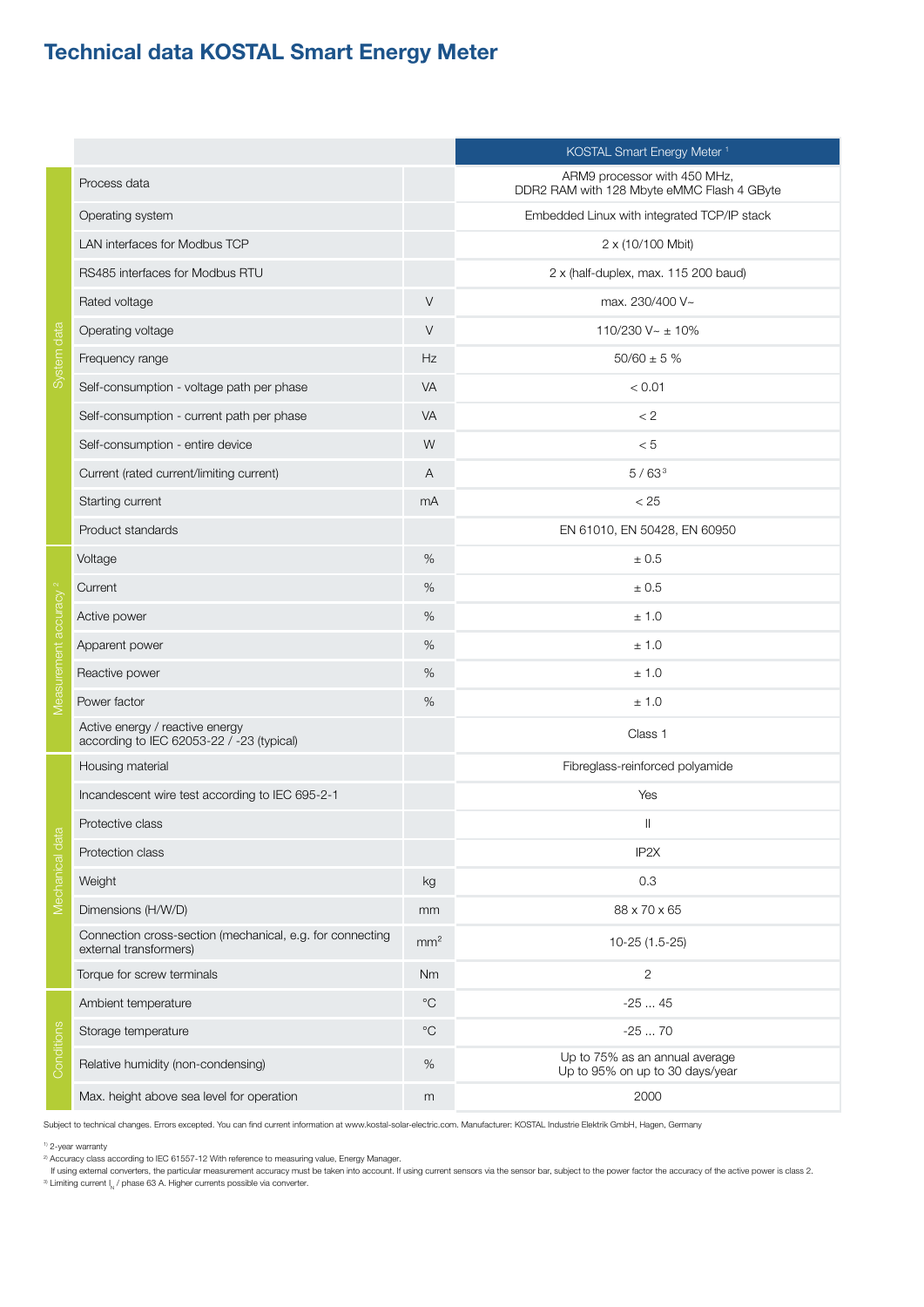# Technical data KOSTAL Smart Energy Meter

| | | | KOSTAL Smart Energy Meter [1] |
|---|---|---|---|
| System data | Process data | | ARM9 processor with 450 MHz, DDR2 RAM with 128 Mbyte eMMC Flash 4 GByte |
| | Operating system | | Embedded Linux with integrated TCP/IP stack |
| | LAN interfaces for Modbus TCP | | 2 x (10/100 Mbit) |
| | RS485 interfaces for Modbus RTU | | 2 x (half-duplex, max. 115 200 baud) |
| | Rated voltage | V | max. 230/400 V~ |
| | Operating voltage | V | 110/230 V~ ± 10% |
| | Frequency range | Hz | 50/60 ± 5 % |
| | Self-consumption - voltage path per phase | VA | < 0.01 |
| | Self-consumption - current path per phase | VA | < 2 |
| | Self-consumption - entire device | W | < 5 |
| | Current (rated current/limiting current) | A | 5 / 63[3] |
| | Starting current | mA | < 25 |
| | Product standards | | EN 61010, EN 50428, EN 60950 |
| Measurement accuracy [2] | Voltage | % | ± 0.5 |
| | Current | % | ± 0.5 |
| | Active power | % | ± 1.0 |
| | Apparent power | % | ± 1.0 |
| | Reactive power | % | ± 1.0 |
| | Power factor | % | ± 1.0 |
| | Active energy / reactive energy according to IEC 62053-22 / -23 (typical) | | Class 1 |
| Mechanical data | Housing material | | Fibreglass-reinforced polyamide |
| | Incandescent wire test according to IEC 695-2-1 | | Yes |
| | Protective class | | II |
| | Protection class | | IP2X |
| | Weight | kg | 0.3 |
| | Dimensions (H/W/D) | mm | 88 x 70 x 65 |
| | Connection cross-section (mechanical, e.g. for connecting external transformers) | $mm^2$ | 10-25 (1.5-25) |
| | Torque for screw terminals | Nm | 2 |
| Conditions | Ambient temperature | °C | -25 ... 45 |
| | Storage temperature | °C | -25 ... 70 |
| | Relative humidity (non-condensing) | % | Up to 75% as an annual average<br>Up to 95% on up to 30 days/year |
| | Max. height above sea level for operation | m | 2000 |

Subject to technical changes. Errors excepted. You can find current information at www.kostal-solar-electric.com. Manufacturer: KOSTAL Industrie Elektrik GmbH, Hagen, Germany

[1] 2-year warranty
[2] Accuracy class according to IEC 61557-12 With reference to measuring value, Energy Manager.
If using external converters, the particular measurement accuracy must be taken into account. If using current sensors via the sensor bar, subject to the power factor the accuracy of the active power is class 2.
[3] Limiting current $I_N$ / phase 63 A. Higher currents possible via converter.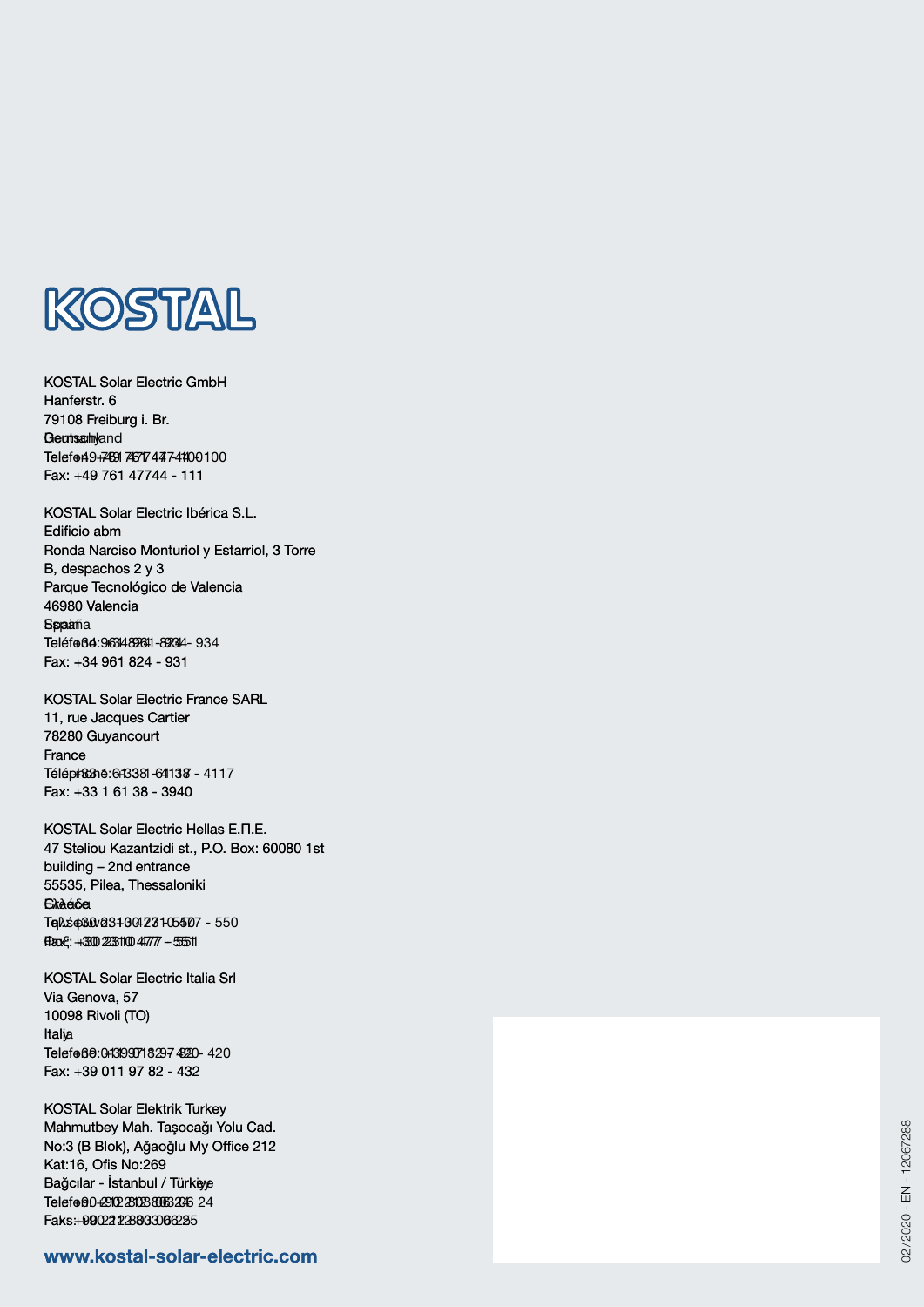KOSTAL

KOSTAL Solar Electric GmbH
Hanferstr. 6
79108 Freiburg i. Br.
Deutschland
Telefon: +49 761 477 44 - 100
Fax: +49 761 477 44 - 111

KOSTAL Solar Electric Ibérica S.L.
Edificio abm
Ronda Narciso Monturiol y Estarriol, 3 Torre B, despachos 2 y 3
Parque Tecnológico de Valencia
46980 Valencia
España
Teléfono: +34 961 824 - 934
Fax: +34 961 824 - 931

KOSTAL Solar Electric France SARL
11, rue Jacques Cartier
78280 Guyancourt
France
Téléphone: +33 1 61 38 - 4117
Fax: +33 1 61 38 - 3940

KOSTAL Solar Electric Hellas Ε.Π.Ε.
47 Steliou Kazantzidi st., P.O. Box: 60080 1st building – 2nd entrance
55535, Pilea, Thessaloniki
Ελλάδα
Τηλέφωνο: +30 2310 477 - 550
Φαξ: +30 2310 477 - 551

KOSTAL Solar Electric Italia Srl
Via Genova, 57
10098 Rivoli (TO)
Italia
Telefono: +39 011 97 82 - 420
Fax: +39 011 97 82 - 432

KOSTAL Solar Elektrik Turkey
Mahmutbey Mah. Taşocağı Yolu Cad.
No:3 (B Blok), Ağaoğlu My Office 212
Kat:16, Ofis No:269
Bağcılar - İstanbul / Türkiye
Telefon: +90 212 803 06 24
Faks: +90 212 803 06 25

**www.kostal-solar-electric.com**

02/2020 - EN - 12067288